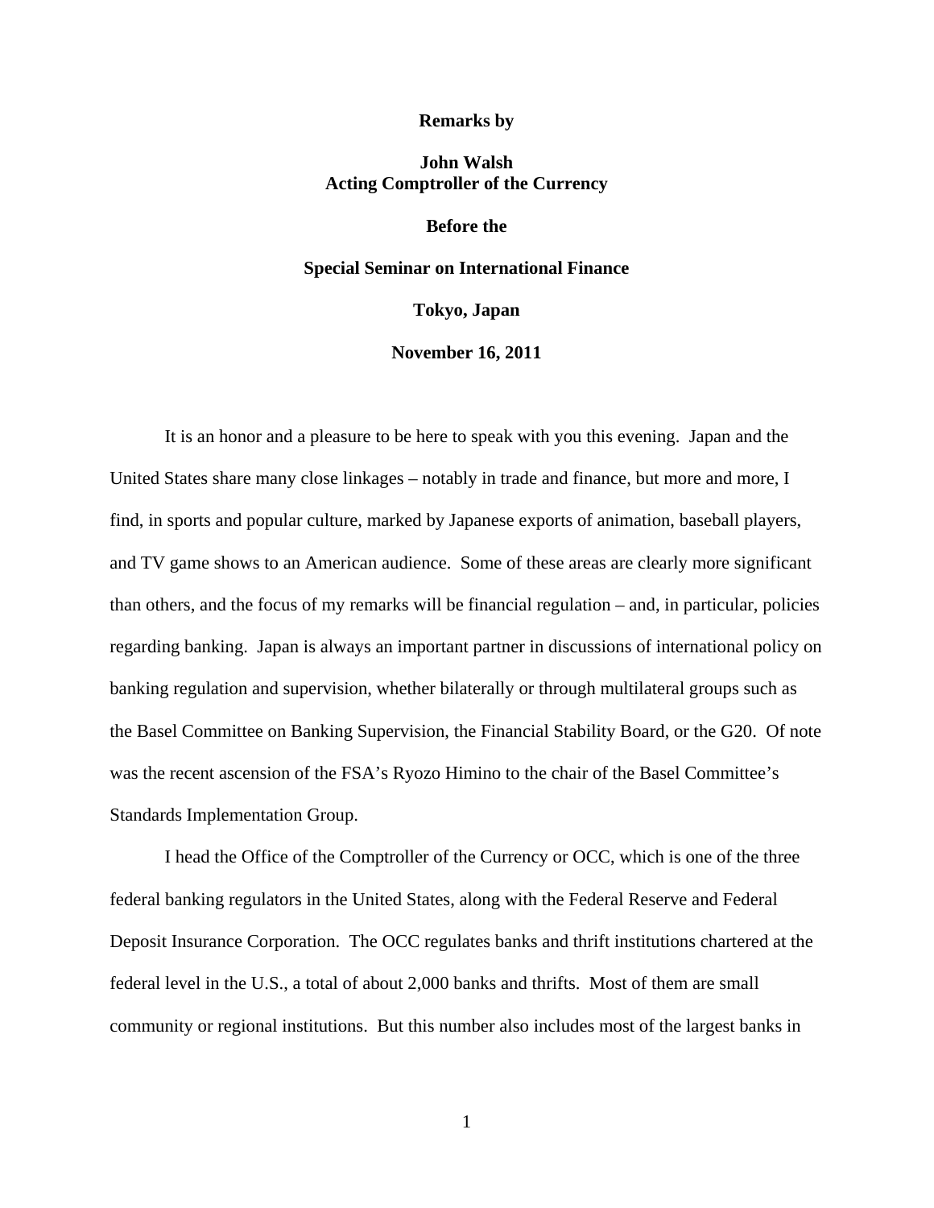**Remarks by**

**John Walsh**
**Acting Comptroller of the Currency**

**Before the**

**Special Seminar on International Finance**

**Tokyo, Japan**

**November 16, 2011**

It is an honor and a pleasure to be here to speak with you this evening. Japan and the United States share many close linkages – notably in trade and finance, but more and more, I find, in sports and popular culture, marked by Japanese exports of animation, baseball players, and TV game shows to an American audience. Some of these areas are clearly more significant than others, and the focus of my remarks will be financial regulation – and, in particular, policies regarding banking. Japan is always an important partner in discussions of international policy on banking regulation and supervision, whether bilaterally or through multilateral groups such as the Basel Committee on Banking Supervision, the Financial Stability Board, or the G20. Of note was the recent ascension of the FSA's Ryozo Himino to the chair of the Basel Committee's Standards Implementation Group.

I head the Office of the Comptroller of the Currency or OCC, which is one of the three federal banking regulators in the United States, along with the Federal Reserve and Federal Deposit Insurance Corporation. The OCC regulates banks and thrift institutions chartered at the federal level in the U.S., a total of about 2,000 banks and thrifts. Most of them are small community or regional institutions. But this number also includes most of the largest banks in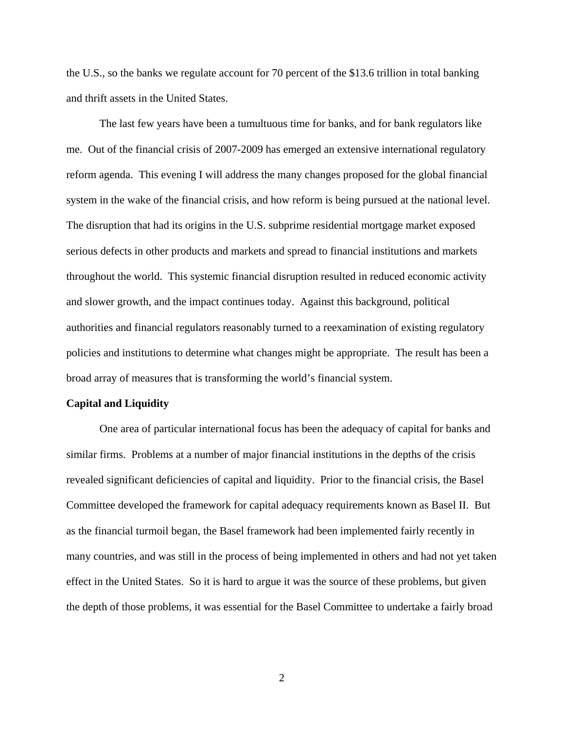the U.S., so the banks we regulate account for 70 percent of the $13.6 trillion in total banking and thrift assets in the United States.

The last few years have been a tumultuous time for banks, and for bank regulators like me. Out of the financial crisis of 2007-2009 has emerged an extensive international regulatory reform agenda. This evening I will address the many changes proposed for the global financial system in the wake of the financial crisis, and how reform is being pursued at the national level. The disruption that had its origins in the U.S. subprime residential mortgage market exposed serious defects in other products and markets and spread to financial institutions and markets throughout the world. This systemic financial disruption resulted in reduced economic activity and slower growth, and the impact continues today. Against this background, political authorities and financial regulators reasonably turned to a reexamination of existing regulatory policies and institutions to determine what changes might be appropriate. The result has been a broad array of measures that is transforming the world's financial system.

**Capital and Liquidity**

One area of particular international focus has been the adequacy of capital for banks and similar firms. Problems at a number of major financial institutions in the depths of the crisis revealed significant deficiencies of capital and liquidity. Prior to the financial crisis, the Basel Committee developed the framework for capital adequacy requirements known as Basel II. But as the financial turmoil began, the Basel framework had been implemented fairly recently in many countries, and was still in the process of being implemented in others and had not yet taken effect in the United States. So it is hard to argue it was the source of these problems, but given the depth of those problems, it was essential for the Basel Committee to undertake a fairly broad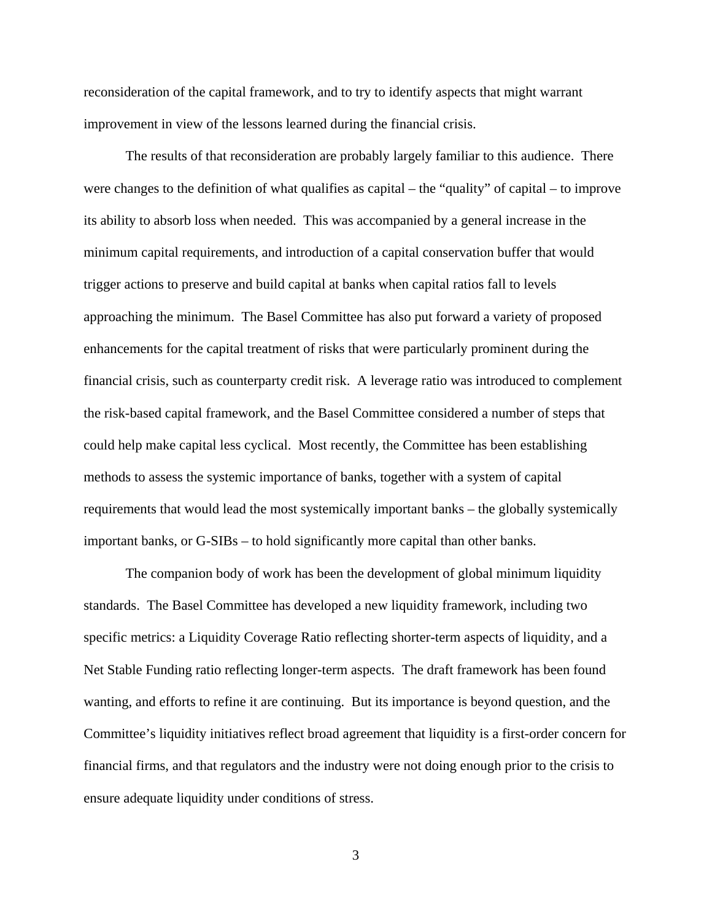reconsideration of the capital framework, and to try to identify aspects that might warrant improvement in view of the lessons learned during the financial crisis.

The results of that reconsideration are probably largely familiar to this audience. There were changes to the definition of what qualifies as capital – the "quality" of capital – to improve its ability to absorb loss when needed. This was accompanied by a general increase in the minimum capital requirements, and introduction of a capital conservation buffer that would trigger actions to preserve and build capital at banks when capital ratios fall to levels approaching the minimum. The Basel Committee has also put forward a variety of proposed enhancements for the capital treatment of risks that were particularly prominent during the financial crisis, such as counterparty credit risk. A leverage ratio was introduced to complement the risk-based capital framework, and the Basel Committee considered a number of steps that could help make capital less cyclical. Most recently, the Committee has been establishing methods to assess the systemic importance of banks, together with a system of capital requirements that would lead the most systemically important banks – the globally systemically important banks, or G-SIBs – to hold significantly more capital than other banks.

The companion body of work has been the development of global minimum liquidity standards. The Basel Committee has developed a new liquidity framework, including two specific metrics: a Liquidity Coverage Ratio reflecting shorter-term aspects of liquidity, and a Net Stable Funding ratio reflecting longer-term aspects. The draft framework has been found wanting, and efforts to refine it are continuing. But its importance is beyond question, and the Committee's liquidity initiatives reflect broad agreement that liquidity is a first-order concern for financial firms, and that regulators and the industry were not doing enough prior to the crisis to ensure adequate liquidity under conditions of stress.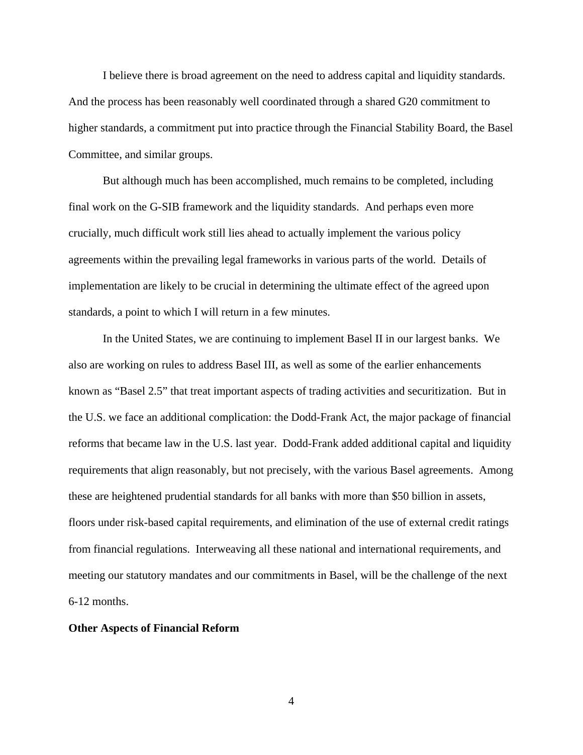I believe there is broad agreement on the need to address capital and liquidity standards. And the process has been reasonably well coordinated through a shared G20 commitment to higher standards, a commitment put into practice through the Financial Stability Board, the Basel Committee, and similar groups.

But although much has been accomplished, much remains to be completed, including final work on the G-SIB framework and the liquidity standards. And perhaps even more crucially, much difficult work still lies ahead to actually implement the various policy agreements within the prevailing legal frameworks in various parts of the world. Details of implementation are likely to be crucial in determining the ultimate effect of the agreed upon standards, a point to which I will return in a few minutes.

In the United States, we are continuing to implement Basel II in our largest banks. We also are working on rules to address Basel III, as well as some of the earlier enhancements known as "Basel 2.5" that treat important aspects of trading activities and securitization. But in the U.S. we face an additional complication: the Dodd-Frank Act, the major package of financial reforms that became law in the U.S. last year. Dodd-Frank added additional capital and liquidity requirements that align reasonably, but not precisely, with the various Basel agreements. Among these are heightened prudential standards for all banks with more than $50 billion in assets, floors under risk-based capital requirements, and elimination of the use of external credit ratings from financial regulations. Interweaving all these national and international requirements, and meeting our statutory mandates and our commitments in Basel, will be the challenge of the next 6-12 months.

**Other Aspects of Financial Reform**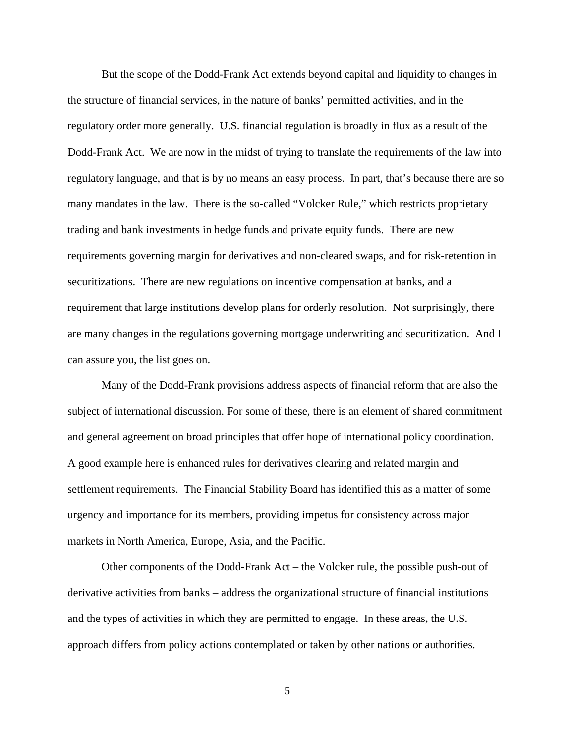But the scope of the Dodd-Frank Act extends beyond capital and liquidity to changes in the structure of financial services, in the nature of banks' permitted activities, and in the regulatory order more generally. U.S. financial regulation is broadly in flux as a result of the Dodd-Frank Act. We are now in the midst of trying to translate the requirements of the law into regulatory language, and that is by no means an easy process. In part, that's because there are so many mandates in the law. There is the so-called "Volcker Rule," which restricts proprietary trading and bank investments in hedge funds and private equity funds. There are new requirements governing margin for derivatives and non-cleared swaps, and for risk-retention in securitizations. There are new regulations on incentive compensation at banks, and a requirement that large institutions develop plans for orderly resolution. Not surprisingly, there are many changes in the regulations governing mortgage underwriting and securitization. And I can assure you, the list goes on.

Many of the Dodd-Frank provisions address aspects of financial reform that are also the subject of international discussion. For some of these, there is an element of shared commitment and general agreement on broad principles that offer hope of international policy coordination. A good example here is enhanced rules for derivatives clearing and related margin and settlement requirements. The Financial Stability Board has identified this as a matter of some urgency and importance for its members, providing impetus for consistency across major markets in North America, Europe, Asia, and the Pacific.

Other components of the Dodd-Frank Act – the Volcker rule, the possible push-out of derivative activities from banks – address the organizational structure of financial institutions and the types of activities in which they are permitted to engage. In these areas, the U.S. approach differs from policy actions contemplated or taken by other nations or authorities.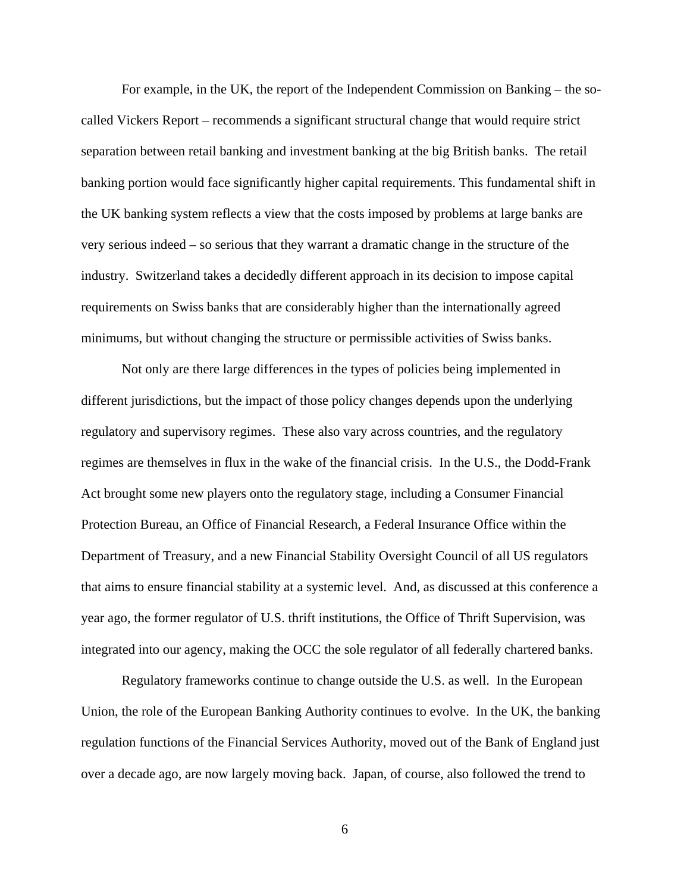For example, in the UK, the report of the Independent Commission on Banking – the so-called Vickers Report – recommends a significant structural change that would require strict separation between retail banking and investment banking at the big British banks. The retail banking portion would face significantly higher capital requirements. This fundamental shift in the UK banking system reflects a view that the costs imposed by problems at large banks are very serious indeed – so serious that they warrant a dramatic change in the structure of the industry. Switzerland takes a decidedly different approach in its decision to impose capital requirements on Swiss banks that are considerably higher than the internationally agreed minimums, but without changing the structure or permissible activities of Swiss banks.

Not only are there large differences in the types of policies being implemented in different jurisdictions, but the impact of those policy changes depends upon the underlying regulatory and supervisory regimes. These also vary across countries, and the regulatory regimes are themselves in flux in the wake of the financial crisis. In the U.S., the Dodd-Frank Act brought some new players onto the regulatory stage, including a Consumer Financial Protection Bureau, an Office of Financial Research, a Federal Insurance Office within the Department of Treasury, and a new Financial Stability Oversight Council of all US regulators that aims to ensure financial stability at a systemic level. And, as discussed at this conference a year ago, the former regulator of U.S. thrift institutions, the Office of Thrift Supervision, was integrated into our agency, making the OCC the sole regulator of all federally chartered banks.

Regulatory frameworks continue to change outside the U.S. as well. In the European Union, the role of the European Banking Authority continues to evolve. In the UK, the banking regulation functions of the Financial Services Authority, moved out of the Bank of England just over a decade ago, are now largely moving back. Japan, of course, also followed the trend to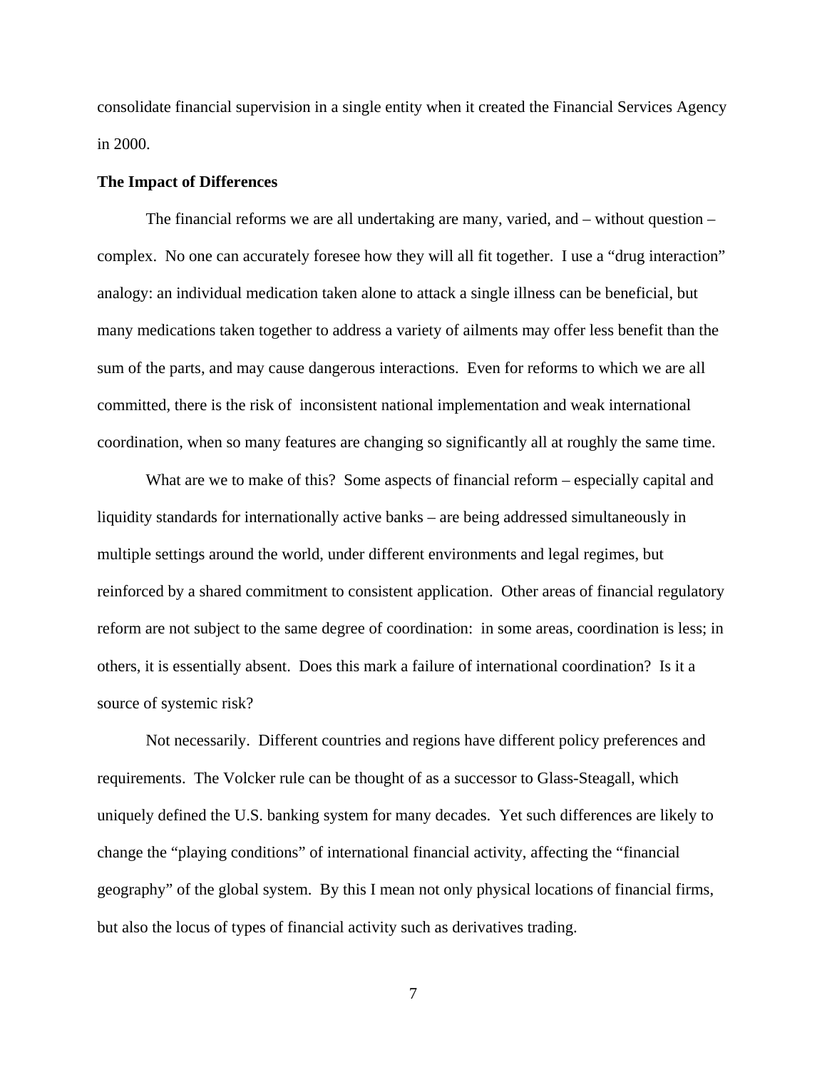consolidate financial supervision in a single entity when it created the Financial Services Agency in 2000.

**The Impact of Differences**

The financial reforms we are all undertaking are many, varied, and – without question – complex. No one can accurately foresee how they will all fit together. I use a "drug interaction" analogy: an individual medication taken alone to attack a single illness can be beneficial, but many medications taken together to address a variety of ailments may offer less benefit than the sum of the parts, and may cause dangerous interactions. Even for reforms to which we are all committed, there is the risk of inconsistent national implementation and weak international coordination, when so many features are changing so significantly all at roughly the same time.

What are we to make of this? Some aspects of financial reform – especially capital and liquidity standards for internationally active banks – are being addressed simultaneously in multiple settings around the world, under different environments and legal regimes, but reinforced by a shared commitment to consistent application. Other areas of financial regulatory reform are not subject to the same degree of coordination: in some areas, coordination is less; in others, it is essentially absent. Does this mark a failure of international coordination? Is it a source of systemic risk?

Not necessarily. Different countries and regions have different policy preferences and requirements. The Volcker rule can be thought of as a successor to Glass-Steagall, which uniquely defined the U.S. banking system for many decades. Yet such differences are likely to change the "playing conditions" of international financial activity, affecting the "financial geography" of the global system. By this I mean not only physical locations of financial firms, but also the locus of types of financial activity such as derivatives trading.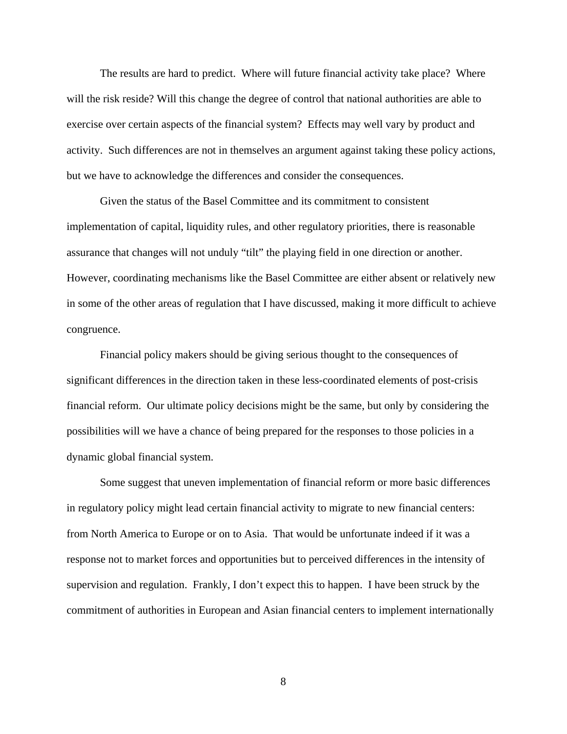The results are hard to predict. Where will future financial activity take place? Where will the risk reside? Will this change the degree of control that national authorities are able to exercise over certain aspects of the financial system? Effects may well vary by product and activity. Such differences are not in themselves an argument against taking these policy actions, but we have to acknowledge the differences and consider the consequences.

Given the status of the Basel Committee and its commitment to consistent implementation of capital, liquidity rules, and other regulatory priorities, there is reasonable assurance that changes will not unduly "tilt" the playing field in one direction or another. However, coordinating mechanisms like the Basel Committee are either absent or relatively new in some of the other areas of regulation that I have discussed, making it more difficult to achieve congruence.

Financial policy makers should be giving serious thought to the consequences of significant differences in the direction taken in these less-coordinated elements of post-crisis financial reform. Our ultimate policy decisions might be the same, but only by considering the possibilities will we have a chance of being prepared for the responses to those policies in a dynamic global financial system.

Some suggest that uneven implementation of financial reform or more basic differences in regulatory policy might lead certain financial activity to migrate to new financial centers: from North America to Europe or on to Asia. That would be unfortunate indeed if it was a response not to market forces and opportunities but to perceived differences in the intensity of supervision and regulation. Frankly, I don't expect this to happen. I have been struck by the commitment of authorities in European and Asian financial centers to implement internationally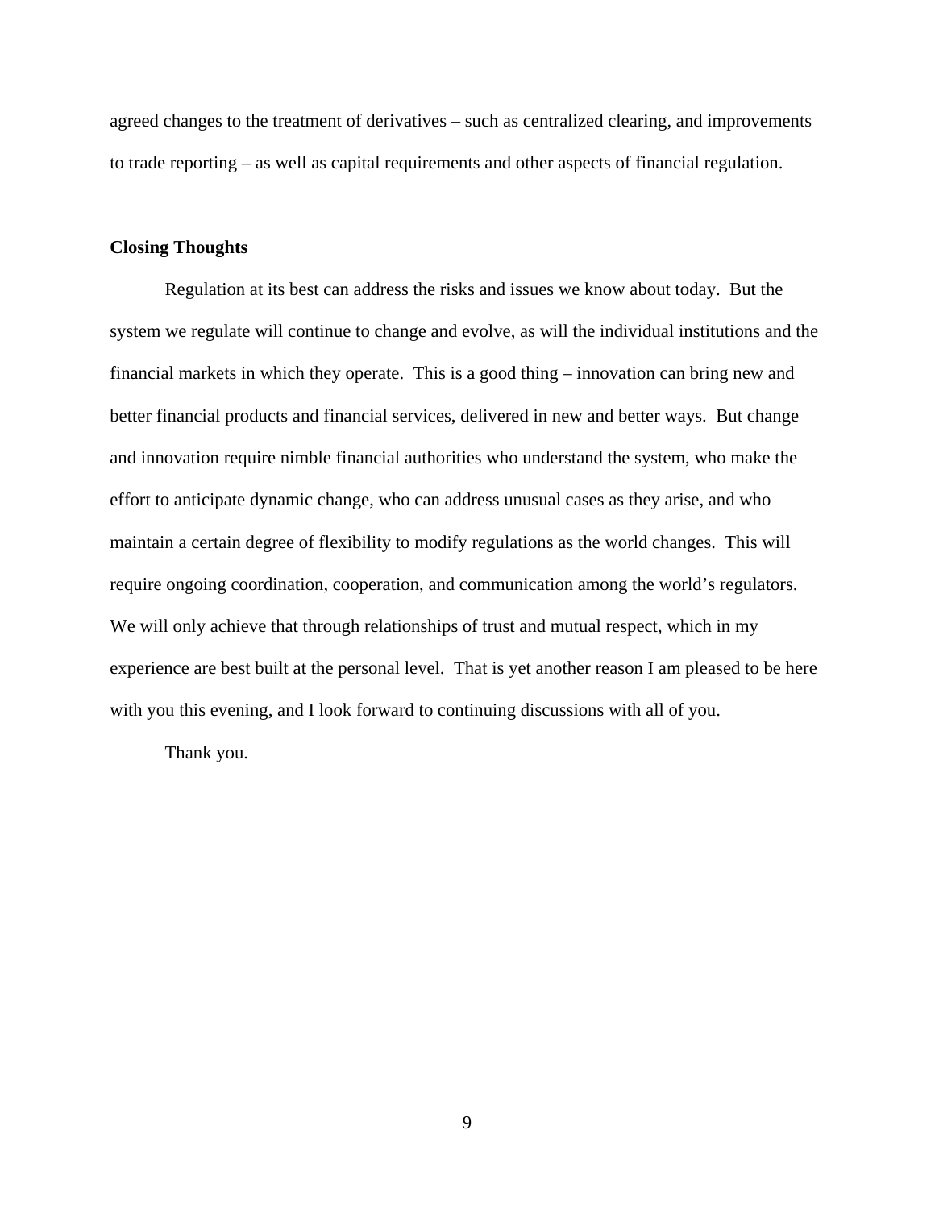agreed changes to the treatment of derivatives – such as centralized clearing, and improvements to trade reporting – as well as capital requirements and other aspects of financial regulation.

**Closing Thoughts**

Regulation at its best can address the risks and issues we know about today. But the system we regulate will continue to change and evolve, as will the individual institutions and the financial markets in which they operate. This is a good thing – innovation can bring new and better financial products and financial services, delivered in new and better ways. But change and innovation require nimble financial authorities who understand the system, who make the effort to anticipate dynamic change, who can address unusual cases as they arise, and who maintain a certain degree of flexibility to modify regulations as the world changes. This will require ongoing coordination, cooperation, and communication among the world's regulators. We will only achieve that through relationships of trust and mutual respect, which in my experience are best built at the personal level. That is yet another reason I am pleased to be here with you this evening, and I look forward to continuing discussions with all of you.

Thank you.